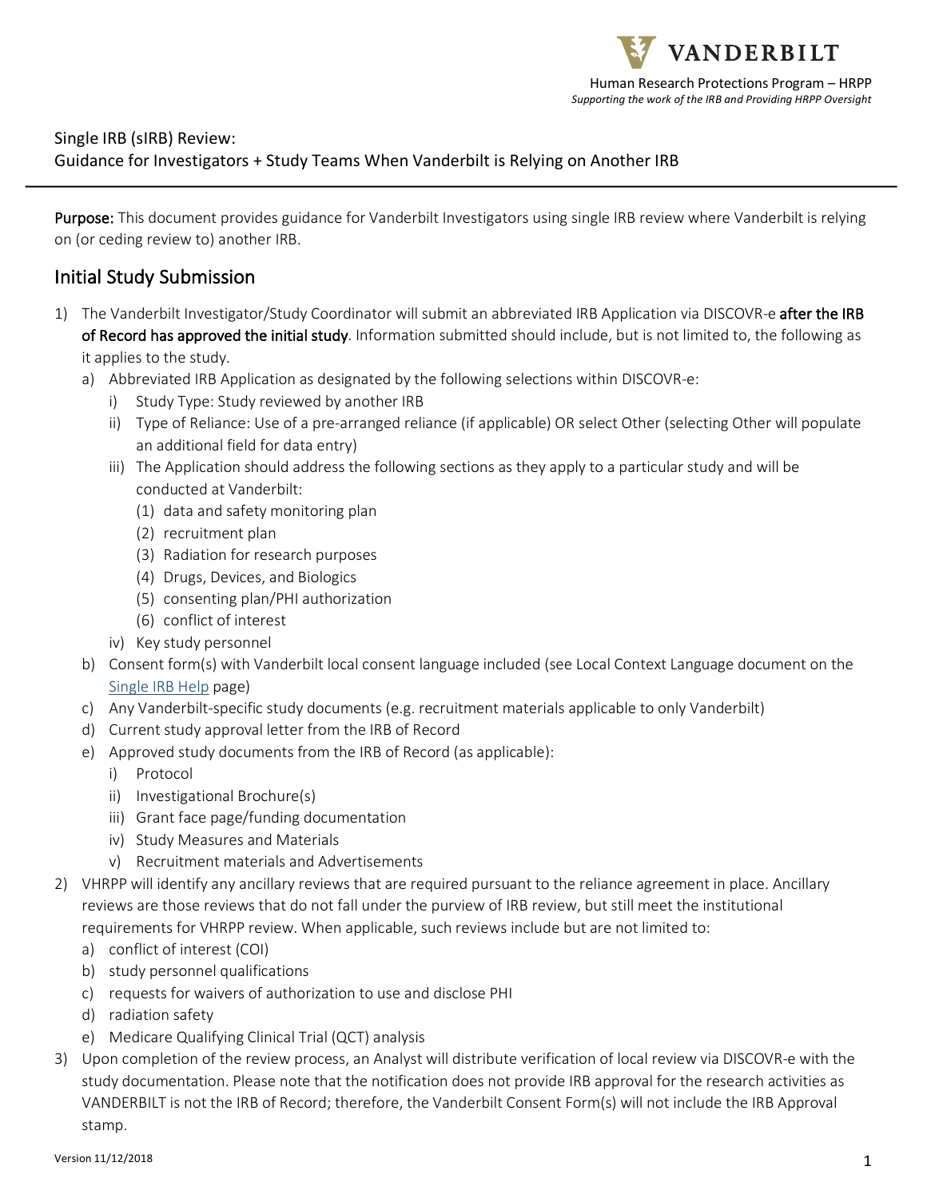Human Research Protections Program – HRPP
*Supporting the work of the IRB and Providing HRPP Oversight*

Single IRB (sIRB) Review:
Guidance for Investigators + Study Teams When Vanderbilt is Relying on Another IRB

**Purpose:** This document provides guidance for Vanderbilt Investigators using single IRB review where Vanderbilt is relying on (or ceding review to) another IRB.

## Initial Study Submission

1) The Vanderbilt Investigator/Study Coordinator will submit an abbreviated IRB Application via DISCOVR-e **after the IRB of Record has approved the initial study**. Information submitted should include, but is not limited to, the following as it applies to the study.
   a) Abbreviated IRB Application as designated by the following selections within DISCOVR-e:
      i) Study Type: Study reviewed by another IRB
      ii) Type of Reliance: Use of a pre-arranged reliance (if applicable) OR select Other (selecting Other will populate an additional field for data entry)
      iii) The Application should address the following sections as they apply to a particular study and will be conducted at Vanderbilt:
         (1) data and safety monitoring plan
         (2) recruitment plan
         (3) Radiation for research purposes
         (4) Drugs, Devices, and Biologics
         (5) consenting plan/PHI authorization
         (6) conflict of interest
      iv) Key study personnel
   b) Consent form(s) with Vanderbilt local consent language included (see Local Context Language document on the Single IRB Help page)
   c) Any Vanderbilt-specific study documents (e.g. recruitment materials applicable to only Vanderbilt)
   d) Current study approval letter from the IRB of Record
   e) Approved study documents from the IRB of Record (as applicable):
      i) Protocol
      ii) Investigational Brochure(s)
      iii) Grant face page/funding documentation
      iv) Study Measures and Materials
      v) Recruitment materials and Advertisements
2) VHRPP will identify any ancillary reviews that are required pursuant to the reliance agreement in place. Ancillary reviews are those reviews that do not fall under the purview of IRB review, but still meet the institutional requirements for VHRPP review. When applicable, such reviews include but are not limited to:
   a) conflict of interest (COI)
   b) study personnel qualifications
   c) requests for waivers of authorization to use and disclose PHI
   d) radiation safety
   e) Medicare Qualifying Clinical Trial (QCT) analysis
3) Upon completion of the review process, an Analyst will distribute verification of local review via DISCOVR-e with the study documentation. Please note that the notification does not provide IRB approval for the research activities as VANDERBILT is not the IRB of Record; therefore, the Vanderbilt Consent Form(s) will not include the IRB Approval stamp.

Version 11/12/2018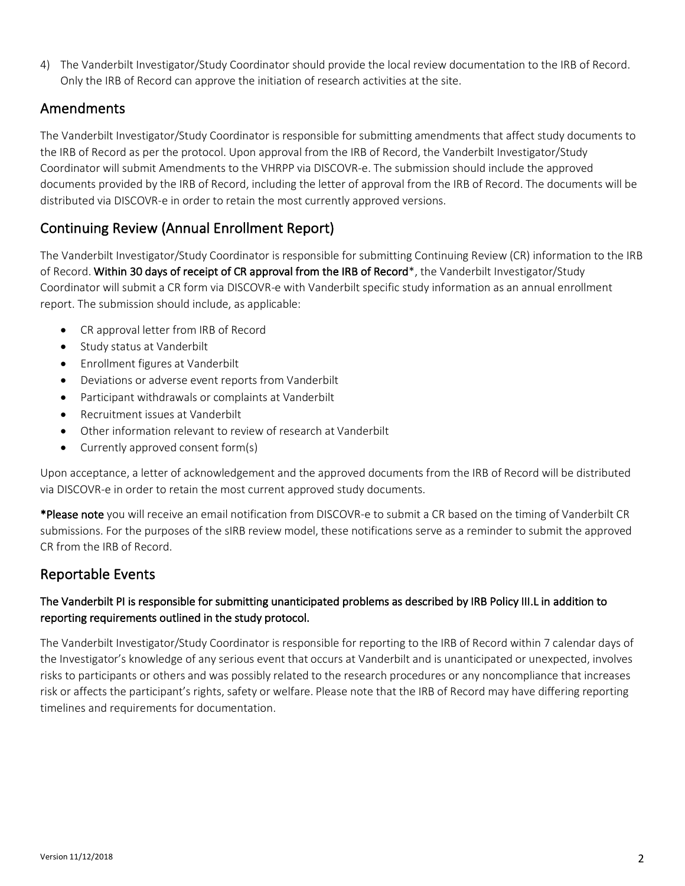4) The Vanderbilt Investigator/Study Coordinator should provide the local review documentation to the IRB of Record. Only the IRB of Record can approve the initiation of research activities at the site.

## Amendments

The Vanderbilt Investigator/Study Coordinator is responsible for submitting amendments that affect study documents to the IRB of Record as per the protocol. Upon approval from the IRB of Record, the Vanderbilt Investigator/Study Coordinator will submit Amendments to the VHRPP via DISCOVR-e. The submission should include the approved documents provided by the IRB of Record, including the letter of approval from the IRB of Record. The documents will be distributed via DISCOVR-e in order to retain the most currently approved versions.

## Continuing Review (Annual Enrollment Report)

The Vanderbilt Investigator/Study Coordinator is responsible for submitting Continuing Review (CR) information to the IRB of Record. **Within 30 days of receipt of CR approval from the IRB of Record***, the Vanderbilt Investigator/Study Coordinator will submit a CR form via DISCOVR-e with Vanderbilt specific study information as an annual enrollment report. The submission should include, as applicable:

- CR approval letter from IRB of Record
- Study status at Vanderbilt
- Enrollment figures at Vanderbilt
- Deviations or adverse event reports from Vanderbilt
- Participant withdrawals or complaints at Vanderbilt
- Recruitment issues at Vanderbilt
- Other information relevant to review of research at Vanderbilt
- Currently approved consent form(s)

Upon acceptance, a letter of acknowledgement and the approved documents from the IRB of Record will be distributed via DISCOVR-e in order to retain the most current approved study documents.

***Please note** you will receive an email notification from DISCOVR-e to submit a CR based on the timing of Vanderbilt CR submissions. For the purposes of the sIRB review model, these notifications serve as a reminder to submit the approved CR from the IRB of Record.

## Reportable Events

**The Vanderbilt PI is responsible for submitting unanticipated problems as described by IRB Policy III.L in addition to reporting requirements outlined in the study protocol.**

The Vanderbilt Investigator/Study Coordinator is responsible for reporting to the IRB of Record within 7 calendar days of the Investigator's knowledge of any serious event that occurs at Vanderbilt and is unanticipated or unexpected, involves risks to participants or others and was possibly related to the research procedures or any noncompliance that increases risk or affects the participant's rights, safety or welfare. Please note that the IRB of Record may have differing reporting timelines and requirements for documentation.